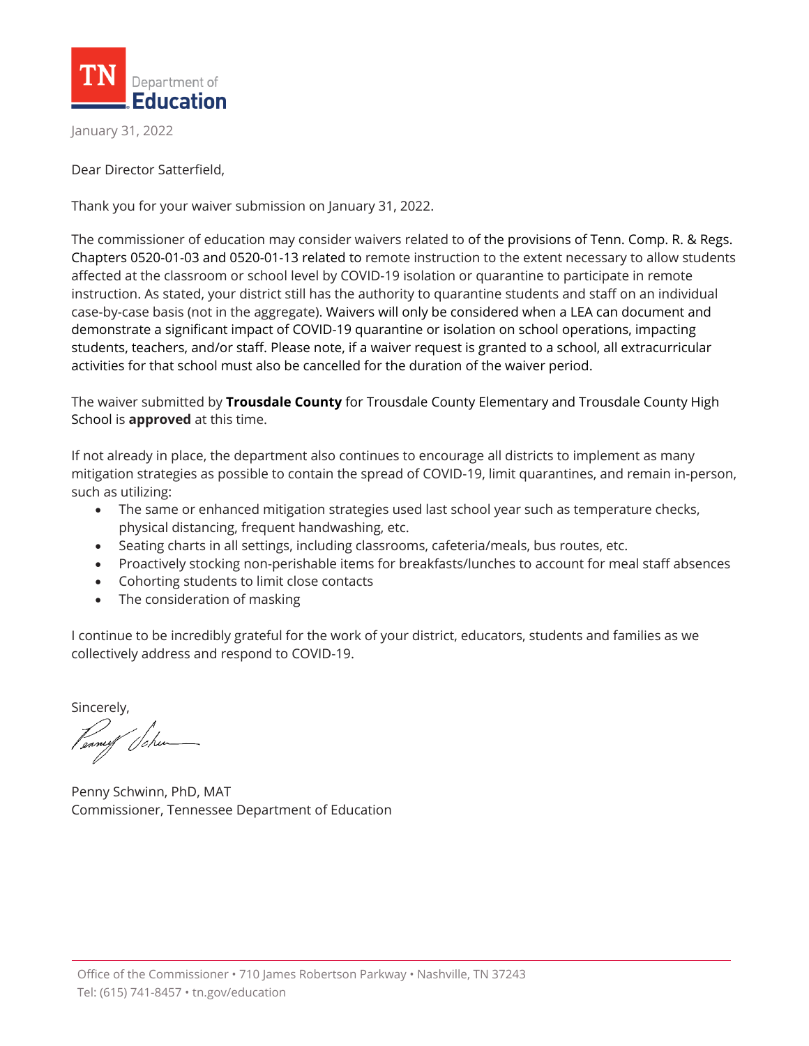TN Department of Education

January 31, 2022

Dear Director Satterfield,

Thank you for your waiver submission on January 31, 2022.

The commissioner of education may consider waivers related to of the provisions of Tenn. Comp. R. & Regs. Chapters 0520-01-03 and 0520-01-13 related to remote instruction to the extent necessary to allow students affected at the classroom or school level by COVID-19 isolation or quarantine to participate in remote instruction. As stated, your district still has the authority to quarantine students and staff on an individual case-by-case basis (not in the aggregate). Waivers will only be considered when a LEA can document and demonstrate a significant impact of COVID-19 quarantine or isolation on school operations, impacting students, teachers, and/or staff. Please note, if a waiver request is granted to a school, all extracurricular activities for that school must also be cancelled for the duration of the waiver period.

The waiver submitted by **Trousdale County** for Trousdale County Elementary and Trousdale County High School is **approved** at this time.

If not already in place, the department also continues to encourage all districts to implement as many mitigation strategies as possible to contain the spread of COVID-19, limit quarantines, and remain in-person, such as utilizing:

- The same or enhanced mitigation strategies used last school year such as temperature checks, physical distancing, frequent handwashing, etc.
- Seating charts in all settings, including classrooms, cafeteria/meals, bus routes, etc.
- Proactively stocking non-perishable items for breakfasts/lunches to account for meal staff absences
- Cohorting students to limit close contacts
- The consideration of masking

I continue to be incredibly grateful for the work of your district, educators, students and families as we collectively address and respond to COVID-19.

Sincerely,

Penny Schwinn, PhD, MAT
Commissioner, Tennessee Department of Education

Office of the Commissioner • 710 James Robertson Parkway • Nashville, TN 37243
Tel: (615) 741-8457 • tn.gov/education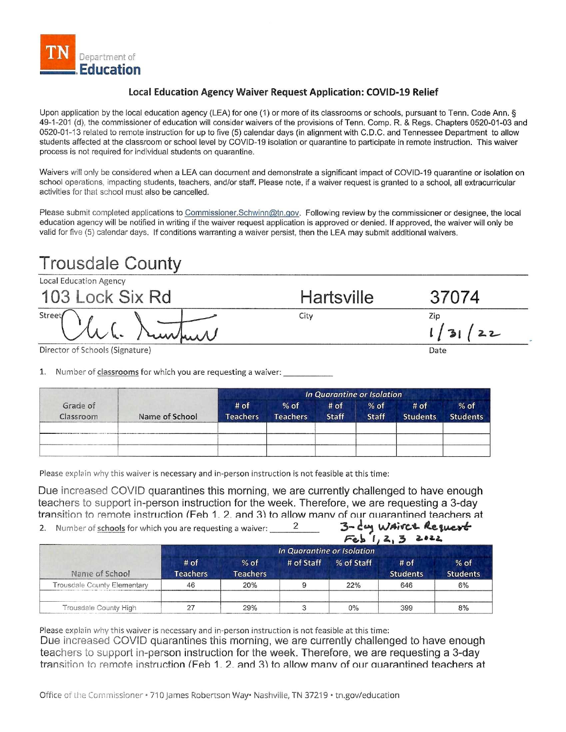TN Department of Education

## Local Education Agency Waiver Request Application: COVID-19 Relief

Upon application by the local education agency (LEA) for one (1) or more of its classrooms or schools, pursuant to Tenn. Code Ann. § 49-1-201 (d), the commissioner of education will consider waivers of the provisions of Tenn. Comp. R. & Regs. Chapters 0520-01-03 and 0520-01-13 related to remote instruction for up to five (5) calendar days (in alignment with C.D.C. and Tennessee Department to allow students affected at the classroom or school level by COVID-19 isolation or quarantine to participate in remote instruction. This waiver process is not required for individual students on quarantine.

Waivers will only be considered when a LEA can document and demonstrate a significant impact of COVID-19 quarantine or isolation on school operations, impacting students, teachers, and/or staff. Please note, if a waiver request is granted to a school, all extracurricular activities for that school must also be cancelled.

Please submit completed applications to Commissioner.Schwinn@tn.gov. Following review by the commissioner or designee, the local education agency will be notified in writing if the waiver request application is approved or denied. If approved, the waiver will only be valid for five (5) calendar days. If conditions warranting a waiver persist, then the LEA may submit additional waivers.

Trousdale County
Local Education Agency

| Street | City | Zip |
|---|---|---|
| 103 Lock Six Rd | Hartsville | 37074 |

[Signature]
Director of Schools (Signature)

Date: 1/31/22

1. Number of classrooms for which you are requesting a waiver: ___________

| Grade of Classroom | Name of School | In Quarantine or Isolation | | | | | |
|---|---|---|---|---|---|---|---|
| | | # of Teachers | % of Teachers | # of Staff | % of Staff | # of Students | % of Students |
| | | | | | | | |
| | | | | | | | |
| | | | | | | | |

Please explain why this waiver is necessary and in-person instruction is not feasible at this time:

Due increased COVID quarantines this morning, we are currently challenged to have enough teachers to support in-person instruction for the week. Therefore, we are requesting a 3-day transition to remote instruction (Feb 1, 2, and 3) to allow many of our quarantined teachers at

2. Number of schools for which you are requesting a waiver: 2

3-day Waiver Request
Feb 1, 2, 3 2022

| Name of School | In Quarantine or Isolation | | | | | |
|---|---|---|---|---|---|---|
| | # of Teachers | % of Teachers | # of Staff | % of Staff | # of Students | % of Students |
| Trousdale County Elementary | 46 | 20% | 9 | 22% | 646 | 6% |
| | | | | | | |
| Trousdale County High | 27 | 29% | 3 | 0% | 399 | 8% |

Please explain why this waiver is necessary and in-person instruction is not feasible at this time:

Due increased COVID quarantines this morning, we are currently challenged to have enough teachers to support in-person instruction for the week. Therefore, we are requesting a 3-day transition to remote instruction (Feb 1, 2, and 3) to allow many of our quarantined teachers at

Office of the Commissioner • 710 James Robertson Way • Nashville, TN 37219 • tn.gov/education